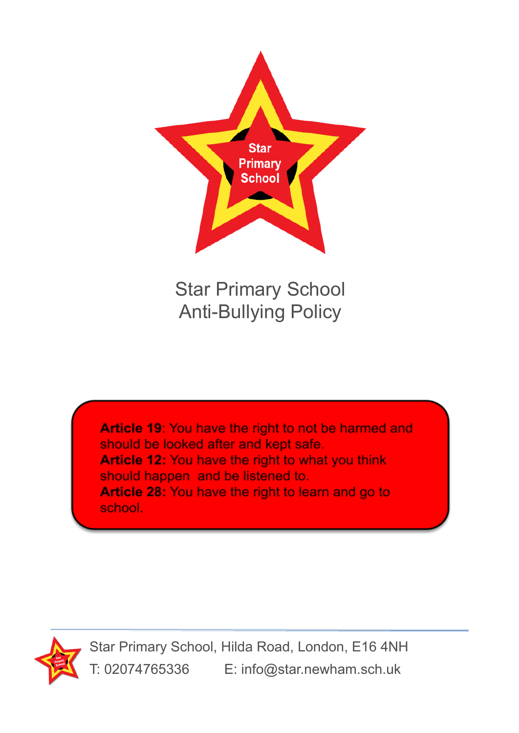Star Primary School

# Star Primary School Anti-Bullying Policy

**Article 19**: You have the right to not be harmed and should be looked after and kept safe.
**Article 12:** You have the right to what you think should happen and be listened to.
**Article 28:** You have the right to learn and go to school.

Star Primary School, Hilda Road, London, E16 4NH
T: 02074765336 E: info@star.newham.sch.uk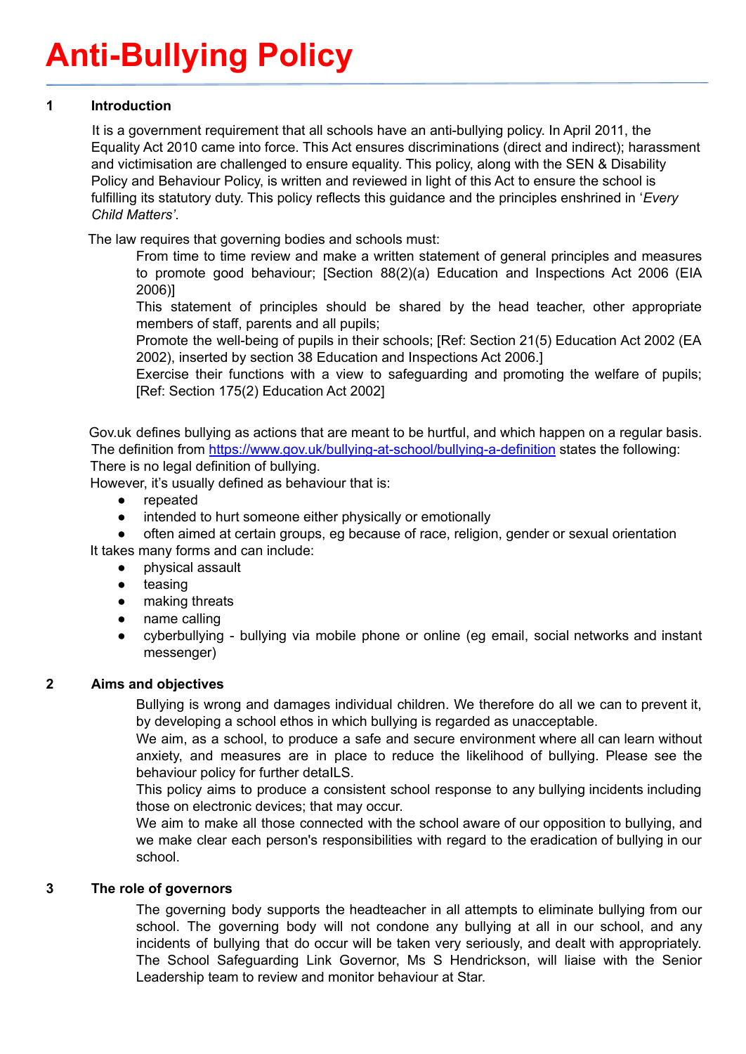// Anti-Bullying Policy

## 1 Introduction

It is a government requirement that all schools have an anti-bullying policy. In April 2011, the Equality Act 2010 came into force. This Act ensures discriminations (direct and indirect); harassment and victimisation are challenged to ensure equality. This policy, along with the SEN & Disability Policy and Behaviour Policy, is written and reviewed in light of this Act to ensure the school is fulfilling its statutory duty. This policy reflects this guidance and the principles enshrined in '*Every Child Matters'*.

The law requires that governing bodies and schools must:

From time to time review and make a written statement of general principles and measures to promote good behaviour; [Section 88(2)(a) Education and Inspections Act 2006 (EIA 2006)]

This statement of principles should be shared by the head teacher, other appropriate members of staff, parents and all pupils;

Promote the well-being of pupils in their schools; [Ref: Section 21(5) Education Act 2002 (EA 2002), inserted by section 38 Education and Inspections Act 2006.]

Exercise their functions with a view to safeguarding and promoting the welfare of pupils; [Ref: Section 175(2) Education Act 2002]

Gov.uk defines bullying as actions that are meant to be hurtful, and which happen on a regular basis. The definition from https://www.gov.uk/bullying-at-school/bullying-a-definition states the following:
There is no legal definition of bullying.
However, it's usually defined as behaviour that is:

- repeated
- intended to hurt someone either physically or emotionally
- often aimed at certain groups, eg because of race, religion, gender or sexual orientation

It takes many forms and can include:

- physical assault
- teasing
- making threats
- name calling
- cyberbullying - bullying via mobile phone or online (eg email, social networks and instant messenger)

## 2 Aims and objectives

Bullying is wrong and damages individual children. We therefore do all we can to prevent it, by developing a school ethos in which bullying is regarded as unacceptable.

We aim, as a school, to produce a safe and secure environment where all can learn without anxiety, and measures are in place to reduce the likelihood of bullying. Please see the behaviour policy for further detaILS.

This policy aims to produce a consistent school response to any bullying incidents including those on electronic devices; that may occur.

We aim to make all those connected with the school aware of our opposition to bullying, and we make clear each person's responsibilities with regard to the eradication of bullying in our school.

## 3 The role of governors

The governing body supports the headteacher in all attempts to eliminate bullying from our school. The governing body will not condone any bullying at all in our school, and any incidents of bullying that do occur will be taken very seriously, and dealt with appropriately. The School Safeguarding Link Governor, Ms S Hendrickson, will liaise with the Senior Leadership team to review and monitor behaviour at Star.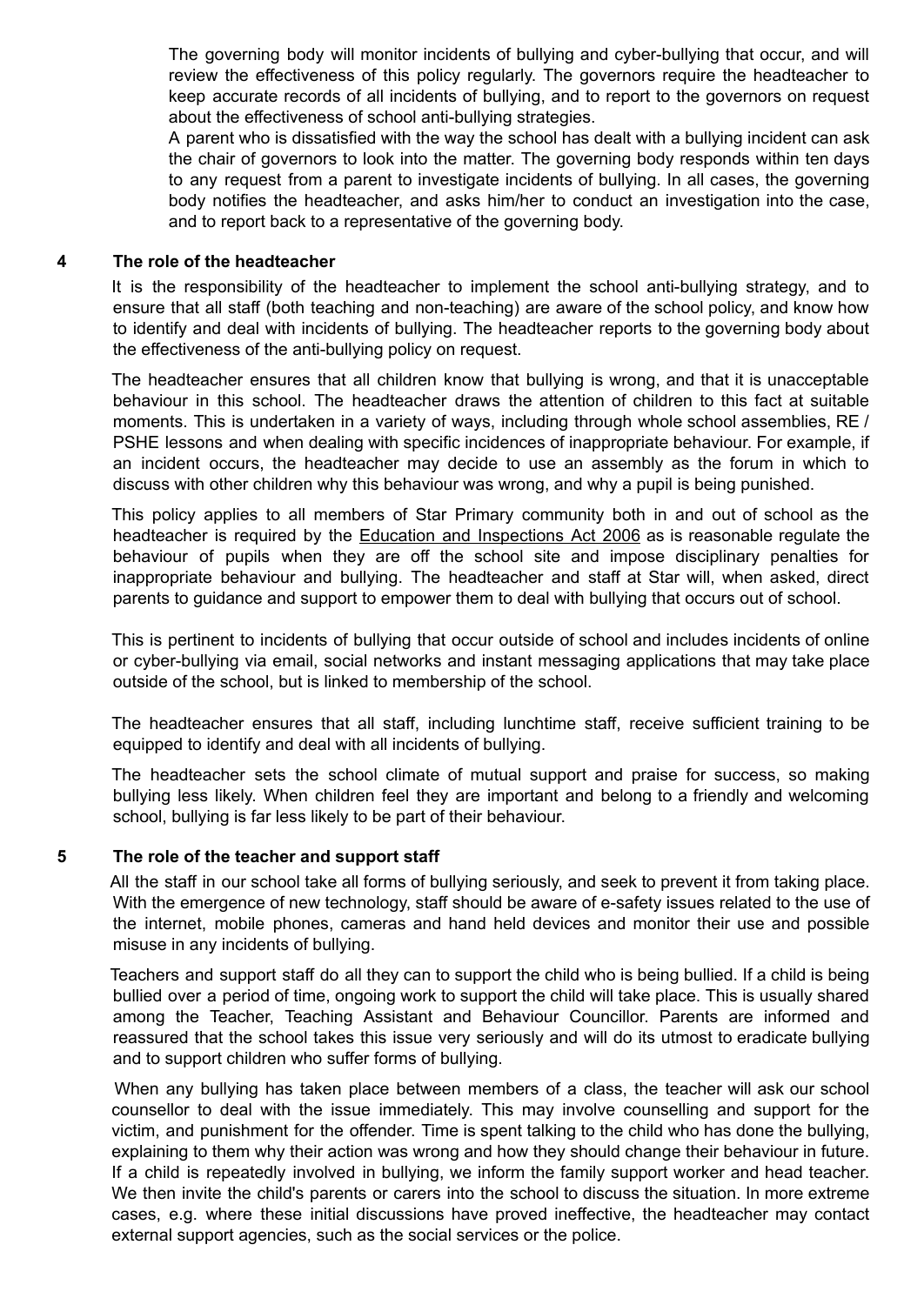The governing body will monitor incidents of bullying and cyber-bullying that occur, and will review the effectiveness of this policy regularly. The governors require the headteacher to keep accurate records of all incidents of bullying, and to report to the governors on request about the effectiveness of school anti-bullying strategies.

A parent who is dissatisfied with the way the school has dealt with a bullying incident can ask the chair of governors to look into the matter. The governing body responds within ten days to any request from a parent to investigate incidents of bullying. In all cases, the governing body notifies the headteacher, and asks him/her to conduct an investigation into the case, and to report back to a representative of the governing body.

## 4 The role of the headteacher

It is the responsibility of the headteacher to implement the school anti-bullying strategy, and to ensure that all staff (both teaching and non-teaching) are aware of the school policy, and know how to identify and deal with incidents of bullying. The headteacher reports to the governing body about the effectiveness of the anti-bullying policy on request.

The headteacher ensures that all children know that bullying is wrong, and that it is unacceptable behaviour in this school. The headteacher draws the attention of children to this fact at suitable moments. This is undertaken in a variety of ways, including through whole school assemblies, RE / PSHE lessons and when dealing with specific incidences of inappropriate behaviour. For example, if an incident occurs, the headteacher may decide to use an assembly as the forum in which to discuss with other children why this behaviour was wrong, and why a pupil is being punished.

This policy applies to all members of Star Primary community both in and out of school as the headteacher is required by the Education and Inspections Act 2006 as is reasonable regulate the behaviour of pupils when they are off the school site and impose disciplinary penalties for inappropriate behaviour and bullying. The headteacher and staff at Star will, when asked, direct parents to guidance and support to empower them to deal with bullying that occurs out of school.

This is pertinent to incidents of bullying that occur outside of school and includes incidents of online or cyber-bullying via email, social networks and instant messaging applications that may take place outside of the school, but is linked to membership of the school.

The headteacher ensures that all staff, including lunchtime staff, receive sufficient training to be equipped to identify and deal with all incidents of bullying.

The headteacher sets the school climate of mutual support and praise for success, so making bullying less likely. When children feel they are important and belong to a friendly and welcoming school, bullying is far less likely to be part of their behaviour.

## 5 The role of the teacher and support staff

All the staff in our school take all forms of bullying seriously, and seek to prevent it from taking place. With the emergence of new technology, staff should be aware of e-safety issues related to the use of the internet, mobile phones, cameras and hand held devices and monitor their use and possible misuse in any incidents of bullying.

Teachers and support staff do all they can to support the child who is being bullied. If a child is being bullied over a period of time, ongoing work to support the child will take place. This is usually shared among the Teacher, Teaching Assistant and Behaviour Councillor. Parents are informed and reassured that the school takes this issue very seriously and will do its utmost to eradicate bullying and to support children who suffer forms of bullying.

When any bullying has taken place between members of a class, the teacher will ask our school counsellor to deal with the issue immediately. This may involve counselling and support for the victim, and punishment for the offender. Time is spent talking to the child who has done the bullying, explaining to them why their action was wrong and how they should change their behaviour in future. If a child is repeatedly involved in bullying, we inform the family support worker and head teacher. We then invite the child's parents or carers into the school to discuss the situation. In more extreme cases, e.g. where these initial discussions have proved ineffective, the headteacher may contact external support agencies, such as the social services or the police.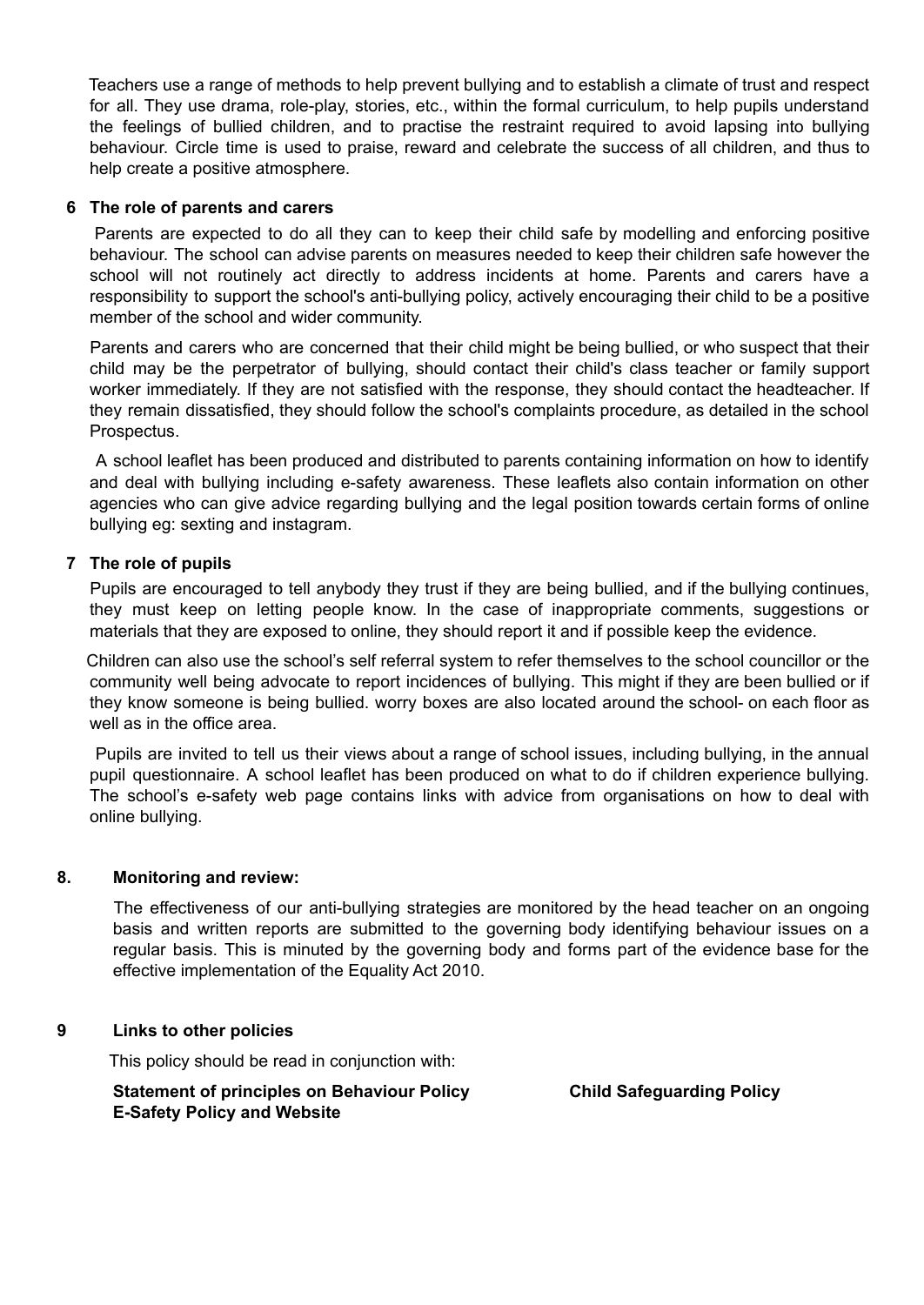Teachers use a range of methods to help prevent bullying and to establish a climate of trust and respect for all. They use drama, role-play, stories, etc., within the formal curriculum, to help pupils understand the feelings of bullied children, and to practise the restraint required to avoid lapsing into bullying behaviour. Circle time is used to praise, reward and celebrate the success of all children, and thus to help create a positive atmosphere.

## 6 The role of parents and carers

Parents are expected to do all they can to keep their child safe by modelling and enforcing positive behaviour. The school can advise parents on measures needed to keep their children safe however the school will not routinely act directly to address incidents at home. Parents and carers have a responsibility to support the school's anti-bullying policy, actively encouraging their child to be a positive member of the school and wider community.

Parents and carers who are concerned that their child might be being bullied, or who suspect that their child may be the perpetrator of bullying, should contact their child's class teacher or family support worker immediately. If they are not satisfied with the response, they should contact the headteacher. If they remain dissatisfied, they should follow the school's complaints procedure, as detailed in the school Prospectus.

A school leaflet has been produced and distributed to parents containing information on how to identify and deal with bullying including e-safety awareness. These leaflets also contain information on other agencies who can give advice regarding bullying and the legal position towards certain forms of online bullying eg: sexting and instagram.

## 7 The role of pupils

Pupils are encouraged to tell anybody they trust if they are being bullied, and if the bullying continues, they must keep on letting people know. In the case of inappropriate comments, suggestions or materials that they are exposed to online, they should report it and if possible keep the evidence.

Children can also use the school's self referral system to refer themselves to the school councillor or the community well being advocate to report incidences of bullying. This might if they are been bullied or if they know someone is being bullied. worry boxes are also located around the school- on each floor as well as in the office area.

Pupils are invited to tell us their views about a range of school issues, including bullying, in the annual pupil questionnaire. A school leaflet has been produced on what to do if children experience bullying. The school's e-safety web page contains links with advice from organisations on how to deal with online bullying.

## 8. Monitoring and review:

The effectiveness of our anti-bullying strategies are monitored by the head teacher on an ongoing basis and written reports are submitted to the governing body identifying behaviour issues on a regular basis. This is minuted by the governing body and forms part of the evidence base for the effective implementation of the Equality Act 2010.

## 9 Links to other policies

This policy should be read in conjunction with:

**Statement of principles on Behaviour Policy**

**Child Safeguarding Policy**

**E-Safety Policy and Website**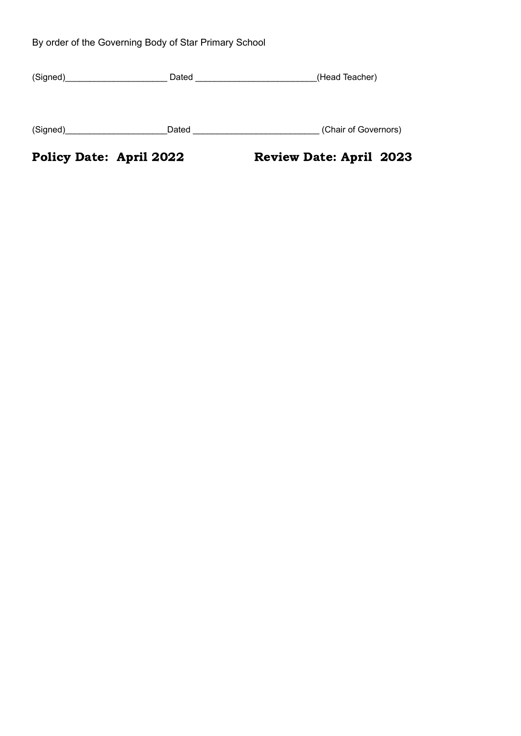By order of the Governing Body of Star Primary School

(Signed)_____________________ Dated _________________________(Head Teacher)

(Signed)_____________________Dated __________________________ (Chair of Governors)

**Policy Date: April 2022** **Review Date: April 2023**